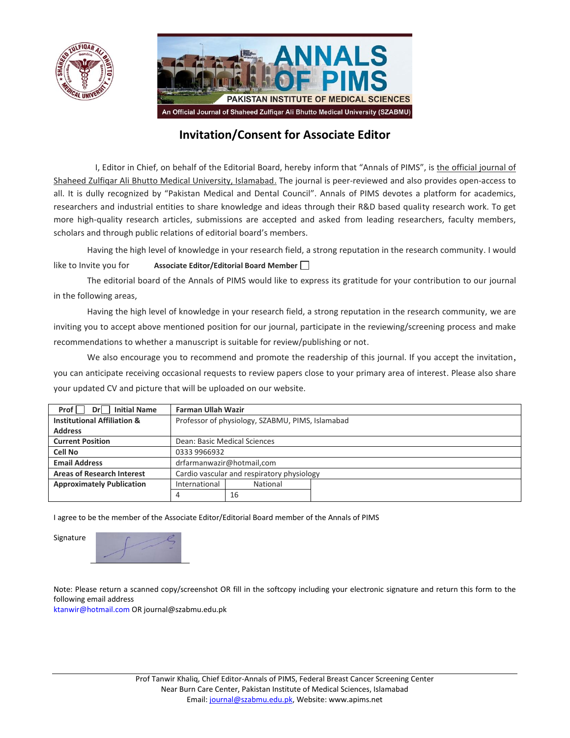# Invitation/Consent for Associate Editor

I, Editor in Chief, on behalf of the Editorial Board, hereby inform that "Annals of PIMS", is the official journal of Shaheed Zulfiqar Ali Bhutto Medical University, Islamabad. The journal is peer-reviewed and also provides open-access to all. It is dully recognized by "Pakistan Medical and Dental Council". Annals of PIMS devotes a platform for academics, researchers and industrial entities to share knowledge and ideas through their R&D based quality research work. To get more high-quality research articles, submissions are accepted and asked from leading researchers, faculty members, scholars and through public relations of editorial board's members.

Having the high level of knowledge in your research field, a strong reputation in the research community. I would like to Invite you for **Associate Editor/Editorial Board Member** ☐

The editorial board of the Annals of PIMS would like to express its gratitude for your contribution to our journal in the following areas,

Having the high level of knowledge in your research field, a strong reputation in the research community, we are inviting you to accept above mentioned position for our journal, participate in the reviewing/screening process and make recommendations to whether a manuscript is suitable for review/publishing or not.

We also encourage you to recommend and promote the readership of this journal. If you accept the invitation, you can anticipate receiving occasional requests to review papers close to your primary area of interest. Please also share your updated CV and picture that will be uploaded on our website.

| **Prof ☐ Dr ☐ Initial Name** | **Farman Ullah Wazir** | |
|---|---|---|
| **Institutional Affiliation & Address** | Professor of physiology, SZABMU, PIMS, Islamabad | |
| **Current Position** | Dean: Basic Medical Sciences | |
| **Cell No** | 0333 9966932 | |
| **Email Address** | drfarmanwazir@hotmail,com | |
| **Areas of Research Interest** | Cardio vascular and respiratory physiology | |
| **Approximately Publication** | International | National |
| | 4 | 16 |

I agree to be the member of the Associate Editor/Editorial Board member of the Annals of PIMS

Signature

Note: Please return a scanned copy/screenshot OR fill in the softcopy including your electronic signature and return this form to the following email address
ktanwir@hotmail.com OR journal@szabmu.edu.pk

Prof Tanwir Khaliq, Chief Editor-Annals of PIMS, Federal Breast Cancer Screening Center
Near Burn Care Center, Pakistan Institute of Medical Sciences, Islamabad
Email: journal@szabmu.edu.pk, Website: www.apims.net